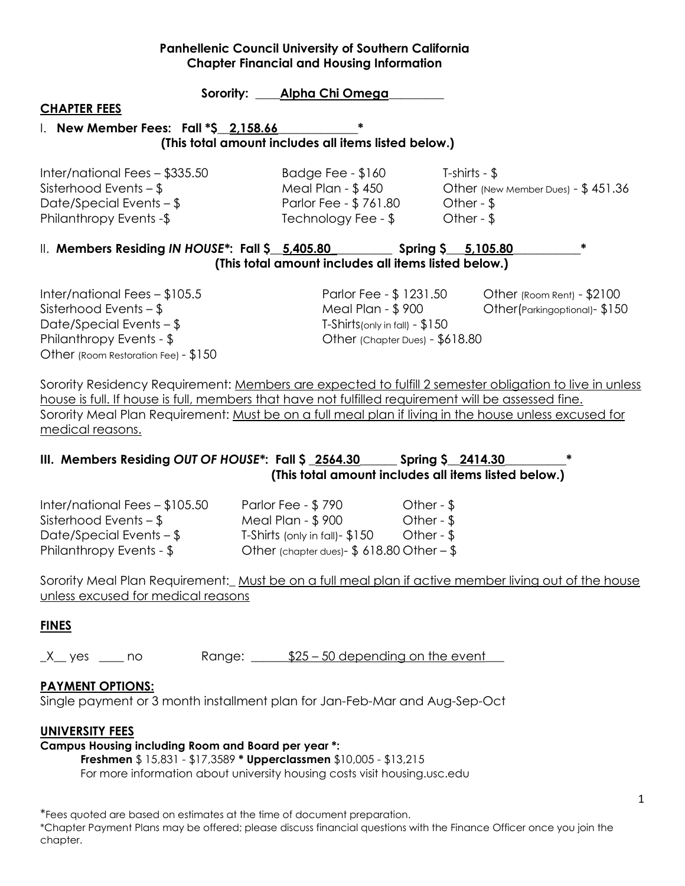**Panhellenic Council University of Southern California**
**Chapter Financial and Housing Information**

**Sorority: ____Alpha Chi Omega_________**

**CHAPTER FEES**

I. **New Member Fees: Fall *$__2,158.66_____________***
**(This total amount includes all items listed below.)**

| | | |
|---|---|---|
| Inter/national Fees – $335.50 | Badge Fee - $160 | T-shirts - $ |
| Sisterhood Events – $ | Meal Plan - $ 450 | Other (New Member Dues) - $ 451.36 |
| Date/Special Events – $ | Parlor Fee - $ 761.80 | Other - $ |
| Philanthropy Events -$ | Technology Fee - $ | Other - $ |

II. **Members Residing *IN HOUSE**: Fall $__5,405.80_________ Spring $__5,105.80___________***
**(This total amount includes all items listed below.)**

| | | |
|---|---|---|
| Inter/national Fees – $105.5 | Parlor Fee - $ 1231.50 | Other (Room Rent) - $2100 |
| Sisterhood Events – $ | Meal Plan - $ 900 | Other(Parkingoptional)- $150 |
| Date/Special Events – $ | T-Shirts(only in fall) - $150 | |
| Philanthropy Events - $ | Other (Chapter Dues) - $618.80 | |
| Other (Room Restoration Fee) - $150 | | |

Sorority Residency Requirement: Members are expected to fulfill 2 semester obligation to live in unless house is full. If house is full, members that have not fulfilled requirement will be assessed fine.
Sorority Meal Plan Requirement: Must be on a full meal plan if living in the house unless excused for medical reasons.

**III. Members Residing *OUT OF HOUSE**: Fall $ _2564.30______ Spring $__2414.30__________***
**(This total amount includes all items listed below.)**

| | | |
|---|---|---|
| Inter/national Fees – $105.50 | Parlor Fee - $ 790 | Other - $ |
| Sisterhood Events – $ | Meal Plan - $ 900 | Other - $ |
| Date/Special Events – $ | T-Shirts (only in fall)- $150 | Other - $ |
| Philanthropy Events - $ | Other (chapter dues)- $ 618.80 | Other – $ |

Sorority Meal Plan Requirement:_ Must be on a full meal plan if active member living out of the house unless excused for medical reasons

**FINES**

_X__ yes ____ no Range: ______$25 – 50 depending on the event___

**PAYMENT OPTIONS:**

Single payment or 3 month installment plan for Jan-Feb-Mar and Aug-Sep-Oct

**UNIVERSITY FEES**

**Campus Housing including Room and Board per year *:**

**Freshmen** $ 15,831 - $17,3589 *** Upperclassmen** $10,005 - $13,215
For more information about university housing costs visit housing.usc.edu

*Fees quoted are based on estimates at the time of document preparation.
*Chapter Payment Plans may be offered; please discuss financial questions with the Finance Officer once you join the chapter.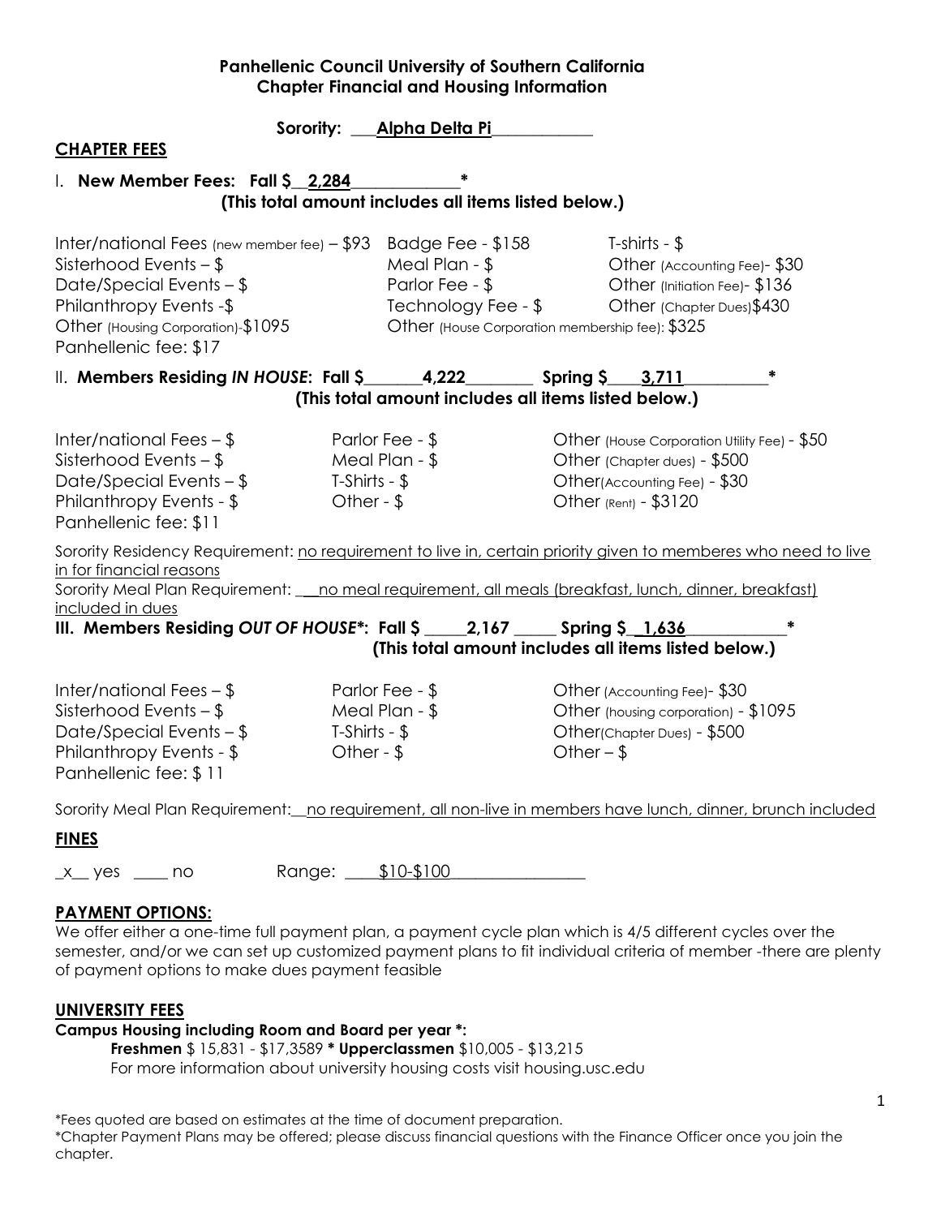**Panhellenic Council University of Southern California**
**Chapter Financial and Housing Information**

**Sorority: ___Alpha Delta Pi___________**

## CHAPTER FEES

### I. New Member Fees: Fall $__2,284____________*

**(This total amount includes all items listed below.)**

Inter/national Fees (new member fee) – $93
Sisterhood Events – $
Date/Special Events – $
Philanthropy Events -$
Other (Housing Corporation)-$1095
Panhellenic fee: $17

Badge Fee - $158
Meal Plan - $
Parlor Fee - $
Technology Fee - $
Other (House Corporation membership fee): $325

T-shirts - $
Other (Accounting Fee)- $30
Other (Initiation Fee)- $136
Other (Chapter Dues)$430

### II. Members Residing *IN HOUSE*: Fall $_______4,222________ Spring $____3,711__________*

**(This total amount includes all items listed below.)**

Inter/national Fees – $
Sisterhood Events – $
Date/Special Events – $
Philanthropy Events - $
Panhellenic fee: $11

Parlor Fee - $
Meal Plan - $
T-Shirts - $
Other - $

Other (House Corporation Utility Fee) - $50
Other (Chapter dues) - $500
Other(Accounting Fee) - $30
Other (Rent) - $3120

Sorority Residency Requirement: no requirement to live in, certain priority given to memberes who need to live in for financial reasons

Sorority Meal Plan Requirement: __no meal requirement, all meals (breakfast, lunch, dinner, breakfast) included in dues

### III. Members Residing *OUT OF HOUSE**: Fall $ _____2,167 _____ Spring $_1,636____________*

**(This total amount includes all items listed below.)**

Inter/national Fees – $
Sisterhood Events – $
Date/Special Events – $
Philanthropy Events - $
Panhellenic fee: $ 11

Parlor Fee - $
Meal Plan - $
T-Shirts - $
Other - $

Other (Accounting Fee)- $30
Other (housing corporation) - $1095
Other(Chapter Dues) - $500
Other – $

Sorority Meal Plan Requirement:__no requirement, all non-live in members have lunch, dinner, brunch included

## FINES

_x__ yes ____ no Range: ____$10-$100_______________

## PAYMENT OPTIONS:

We offer either a one-time full payment plan, a payment cycle plan which is 4/5 different cycles over the semester, and/or we can set up customized payment plans to fit individual criteria of member -there are plenty of payment options to make dues payment feasible

## UNIVERSITY FEES

**Campus Housing including Room and Board per year *:**

**Freshmen** $ 15,831 - $17,3589 *** Upperclassmen** $10,005 - $13,215
For more information about university housing costs visit housing.usc.edu

*Fees quoted are based on estimates at the time of document preparation.
*Chapter Payment Plans may be offered; please discuss financial questions with the Finance Officer once you join the chapter.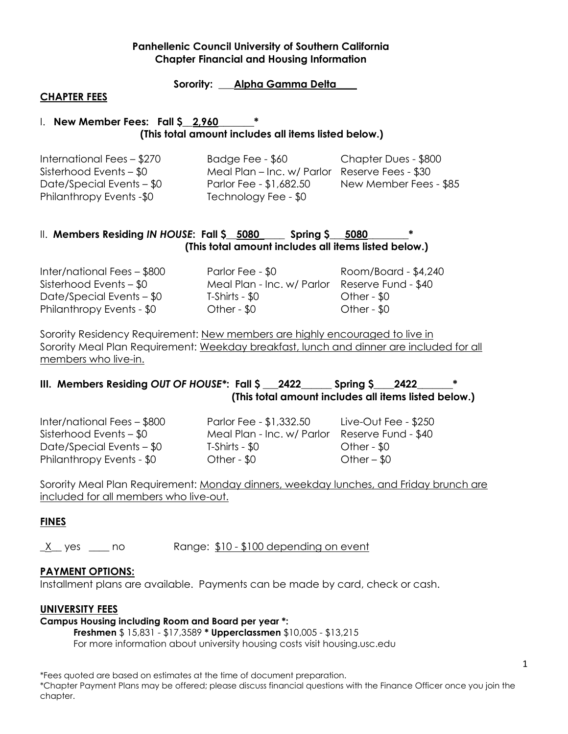**Panhellenic Council University of Southern California**
**Chapter Financial and Housing Information**

**Sorority: Alpha Gamma Delta**

## CHAPTER FEES

### I. New Member Fees: Fall $ 2,960 *
**(This total amount includes all items listed below.)**

| | | |
|---|---|---|
| International Fees – $270 | Badge Fee - $60 | Chapter Dues - $800 |
| Sisterhood Events – $0 | Meal Plan – Inc. w/ Parlor | Reserve Fees - $30 |
| Date/Special Events – $0 | Parlor Fee - $1,682.50 | New Member Fees - $85 |
| Philanthropy Events -$0 | Technology Fee - $0 | |

### II. Members Residing *IN HOUSE*: Fall $ 5080 Spring $ 5080 *
**(This total amount includes all items listed below.)**

| | | |
|---|---|---|
| Inter/national Fees – $800 | Parlor Fee - $0 | Room/Board - $4,240 |
| Sisterhood Events – $0 | Meal Plan - Inc. w/ Parlor | Reserve Fund - $40 |
| Date/Special Events – $0 | T-Shirts - $0 | Other - $0 |
| Philanthropy Events - $0 | Other - $0 | Other - $0 |

Sorority Residency Requirement: New members are highly encouraged to live in
Sorority Meal Plan Requirement: Weekday breakfast, lunch and dinner are included for all members who live-in.

### III. Members Residing *OUT OF HOUSE**: Fall $ 2422 Spring $ 2422 *
**(This total amount includes all items listed below.)**

| | | |
|---|---|---|
| Inter/national Fees – $800 | Parlor Fee - $1,332.50 | Live-Out Fee - $250 |
| Sisterhood Events – $0 | Meal Plan - Inc. w/ Parlor | Reserve Fund - $40 |
| Date/Special Events – $0 | T-Shirts - $0 | Other - $0 |
| Philanthropy Events - $0 | Other - $0 | Other – $0 |

Sorority Meal Plan Requirement: Monday dinners, weekday lunches, and Friday brunch are included for all members who live-out.

## FINES

_X_ yes ___ no Range: $10 - $100 depending on event

## PAYMENT OPTIONS:

Installment plans are available. Payments can be made by card, check or cash.

## UNIVERSITY FEES

**Campus Housing including Room and Board per year *:**

**Freshmen** $ 15,831 - $17,3589 * **Upperclassmen** $10,005 - $13,215
For more information about university housing costs visit housing.usc.edu

*Fees quoted are based on estimates at the time of document preparation.
*Chapter Payment Plans may be offered; please discuss financial questions with the Finance Officer once you join the chapter.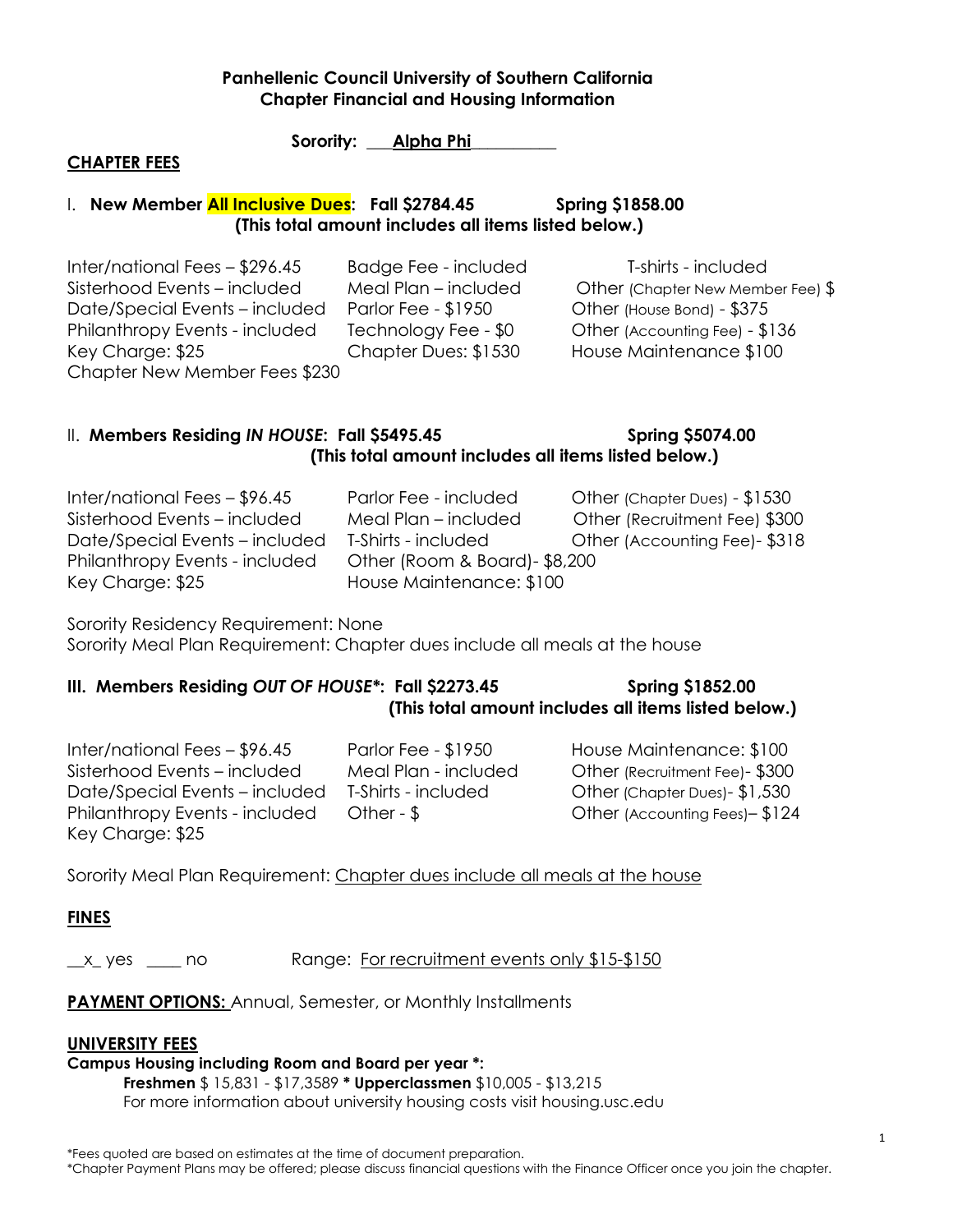**Panhellenic Council University of Southern California**
**Chapter Financial and Housing Information**

**Sorority: ___Alpha Phi__________**

**CHAPTER FEES**

I. **New Member All Inclusive Dues: Fall $2784.45 Spring $1858.00**
**(This total amount includes all items listed below.)**

| | | |
|---|---|---|
| Inter/national Fees – $296.45 | Badge Fee - included | T-shirts - included |
| Sisterhood Events – included | Meal Plan – included | Other (Chapter New Member Fee) $ |
| Date/Special Events – included | Parlor Fee - $1950 | Other (House Bond) - $375 |
| Philanthropy Events - included | Technology Fee - $0 | Other (Accounting Fee) - $136 |
| Key Charge: $25 | Chapter Dues: $1530 | House Maintenance $100 |
| Chapter New Member Fees $230 | | |

II. **Members Residing *IN HOUSE*: Fall $5495.45 Spring $5074.00**
**(This total amount includes all items listed below.)**

| | | |
|---|---|---|
| Inter/national Fees – $96.45 | Parlor Fee - included | Other (Chapter Dues) - $1530 |
| Sisterhood Events – included | Meal Plan – included | Other (Recruitment Fee) $300 |
| Date/Special Events – included | T-Shirts - included | Other (Accounting Fee)- $318 |
| Philanthropy Events - included | Other (Room & Board)- $8,200 | |
| Key Charge: $25 | House Maintenance: $100 | |

Sorority Residency Requirement: None
Sorority Meal Plan Requirement: Chapter dues include all meals at the house

**III. Members Residing *OUT OF HOUSE*\*: Fall $2273.45 Spring $1852.00**
**(This total amount includes all items listed below.)**

| | | |
|---|---|---|
| Inter/national Fees – $96.45 | Parlor Fee - $1950 | House Maintenance: $100 |
| Sisterhood Events – included | Meal Plan - included | Other (Recruitment Fee)- $300 |
| Date/Special Events – included | T-Shirts - included | Other (Chapter Dues)- $1,530 |
| Philanthropy Events - included | Other - $ | Other (Accounting Fees)– $124 |
| Key Charge: $25 | | |

Sorority Meal Plan Requirement: Chapter dues include all meals at the house

**FINES**

__x_ yes ____ no Range: For recruitment events only $15-$150

**PAYMENT OPTIONS:** Annual, Semester, or Monthly Installments

**UNIVERSITY FEES**

**Campus Housing including Room and Board per year \*:**

**Freshmen** $ 15,831 - $17,3589 **\* Upperclassmen** $10,005 - $13,215
For more information about university housing costs visit housing.usc.edu

\*Fees quoted are based on estimates at the time of document preparation.
\*Chapter Payment Plans may be offered; please discuss financial questions with the Finance Officer once you join the chapter.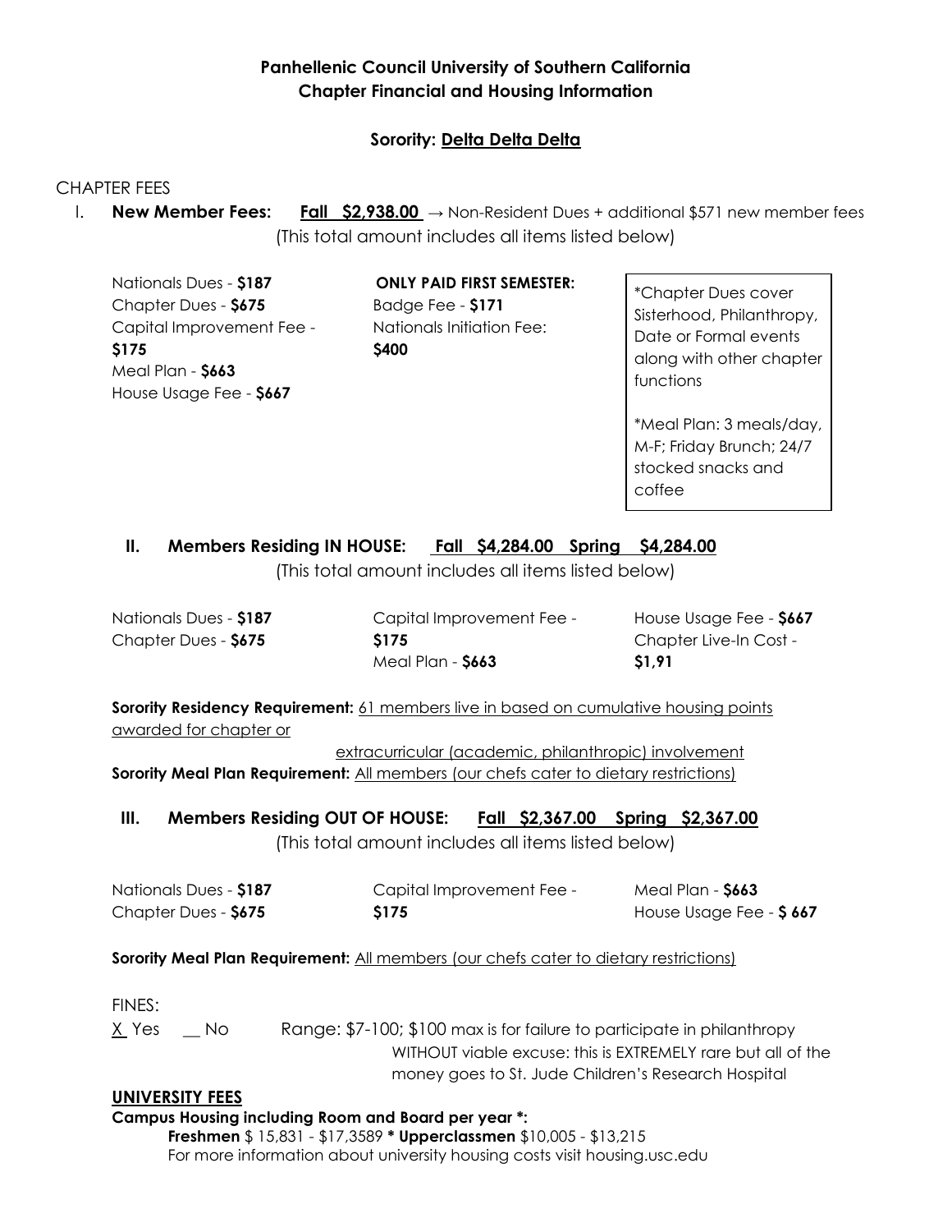**Panhellenic Council University of Southern California**
**Chapter Financial and Housing Information**

**Sorority: Delta Delta Delta**

CHAPTER FEES

I. **New Member Fees:** **Fall $2,938.00** → Non-Resident Dues + additional $571 new member fees
(This total amount includes all items listed below)

Nationals Dues - **$187**
Chapter Dues - **$675**
Capital Improvement Fee - **$175**
Meal Plan - **$663**
House Usage Fee - **$667**

**ONLY PAID FIRST SEMESTER:**
Badge Fee - **$171**
Nationals Initiation Fee: **$400**

*Chapter Dues cover Sisterhood, Philanthropy, Date or Formal events along with other chapter functions

*Meal Plan: 3 meals/day, M-F; Friday Brunch; 24/7 stocked snacks and coffee

II. **Members Residing IN HOUSE:** **Fall $4,284.00 Spring $4,284.00**
(This total amount includes all items listed below)

Nationals Dues - **$187**
Chapter Dues - **$675**
Capital Improvement Fee - **$175**
Meal Plan - **$663**
House Usage Fee - **$667**
Chapter Live-In Cost - **$1,91**

**Sorority Residency Requirement:** 61 members live in based on cumulative housing points awarded for chapter or extracurricular (academic, philanthropic) involvement
**Sorority Meal Plan Requirement:** All members (our chefs cater to dietary restrictions)

III. **Members Residing OUT OF HOUSE:** **Fall $2,367.00 Spring $2,367.00**
(This total amount includes all items listed below)

Nationals Dues - **$187**
Chapter Dues - **$675**
Capital Improvement Fee - **$175**
Meal Plan - **$663**
House Usage Fee - **$ 667**

**Sorority Meal Plan Requirement:** All members (our chefs cater to dietary restrictions)

FINES:
X Yes __ No Range: $7-100; $100 max is for failure to participate in philanthropy WITHOUT viable excuse: this is EXTREMELY rare but all of the money goes to St. Jude Children's Research Hospital

**UNIVERSITY FEES**
**Campus Housing including Room and Board per year *:**
**Freshmen** $ 15,831 - $17,3589 *** Upperclassmen** $10,005 - $13,215
For more information about university housing costs visit housing.usc.edu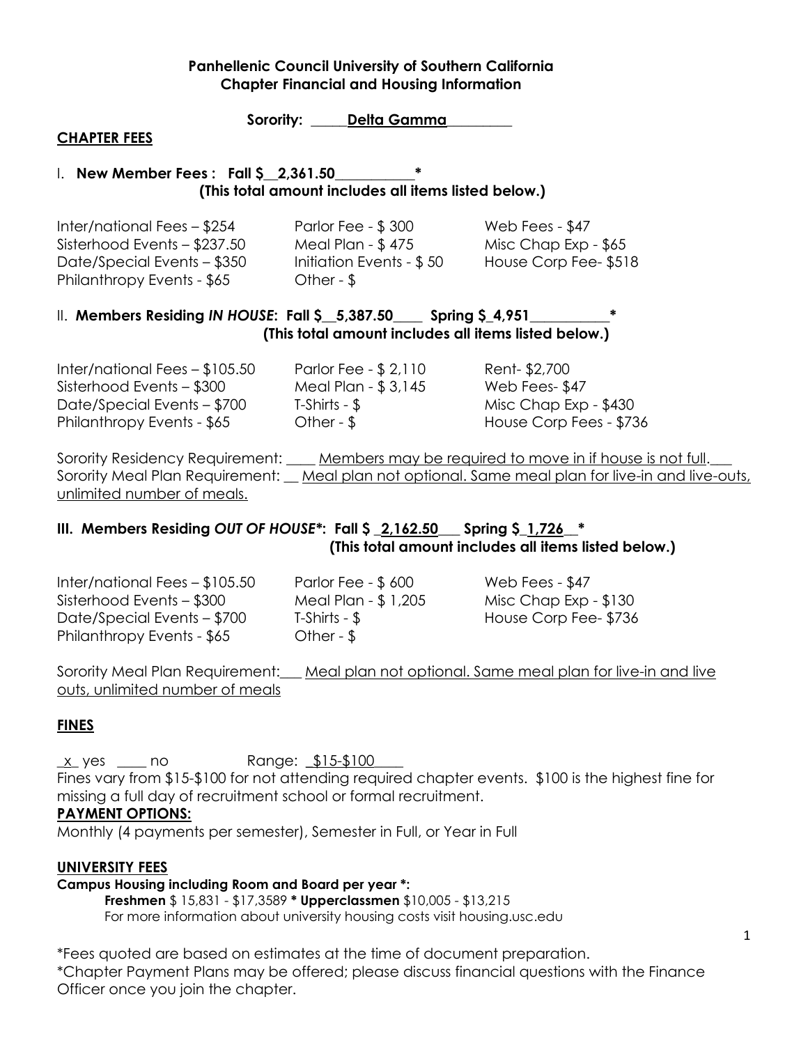**Panhellenic Council University of Southern California**
**Chapter Financial and Housing Information**

**Sorority: _____Delta Gamma_________**

**CHAPTER FEES**

I. **New Member Fees : Fall $__2,361.50___________\***
**(This total amount includes all items listed below.)**

| | | |
|---|---|---|
| Inter/national Fees – $254 | Parlor Fee - $ 300 | Web Fees - $47 |
| Sisterhood Events – $237.50 | Meal Plan - $ 475 | Misc Chap Exp - $65 |
| Date/Special Events – $350 | Initiation Events - $ 50 | House Corp Fee- $518 |
| Philanthropy Events - $65 | Other - $ | |

II. **Members Residing *IN HOUSE*: Fall $__5,387.50____ Spring $_4,951___________\***
**(This total amount includes all items listed below.)**

| | | |
|---|---|---|
| Inter/national Fees – $105.50 | Parlor Fee - $ 2,110 | Rent- $2,700 |
| Sisterhood Events – $300 | Meal Plan - $ 3,145 | Web Fees- $47 |
| Date/Special Events – $700 | T-Shirts - $ | Misc Chap Exp - $430 |
| Philanthropy Events - $65 | Other - $ | House Corp Fees - $736 |

Sorority Residency Requirement: ____ Members may be required to move in if house is not full.___
Sorority Meal Plan Requirement: __ Meal plan not optional. Same meal plan for live-in and live-outs, unlimited number of meals.

**III. Members Residing *OUT OF HOUSE*\*: Fall $ _2,162.50___ Spring $_1,726__\***
**(This total amount includes all items listed below.)**

| | | |
|---|---|---|
| Inter/national Fees – $105.50 | Parlor Fee - $ 600 | Web Fees - $47 |
| Sisterhood Events – $300 | Meal Plan - $ 1,205 | Misc Chap Exp - $130 |
| Date/Special Events – $700 | T-Shirts - $ | House Corp Fee- $736 |
| Philanthropy Events - $65 | Other - $ | |

Sorority Meal Plan Requirement:___ Meal plan not optional. Same meal plan for live-in and live outs, unlimited number of meals

**FINES**

_x_ yes ____ no Range: _$15-$100____
Fines vary from $15-$100 for not attending required chapter events. $100 is the highest fine for missing a full day of recruitment school or formal recruitment.

**PAYMENT OPTIONS:**
Monthly (4 payments per semester), Semester in Full, or Year in Full

**UNIVERSITY FEES**

**Campus Housing including Room and Board per year \*:**
**Freshmen** $ 15,831 - $17,3589 **\* Upperclassmen** $10,005 - $13,215
For more information about university housing costs visit housing.usc.edu

\*Fees quoted are based on estimates at the time of document preparation.
\*Chapter Payment Plans may be offered; please discuss financial questions with the Finance Officer once you join the chapter.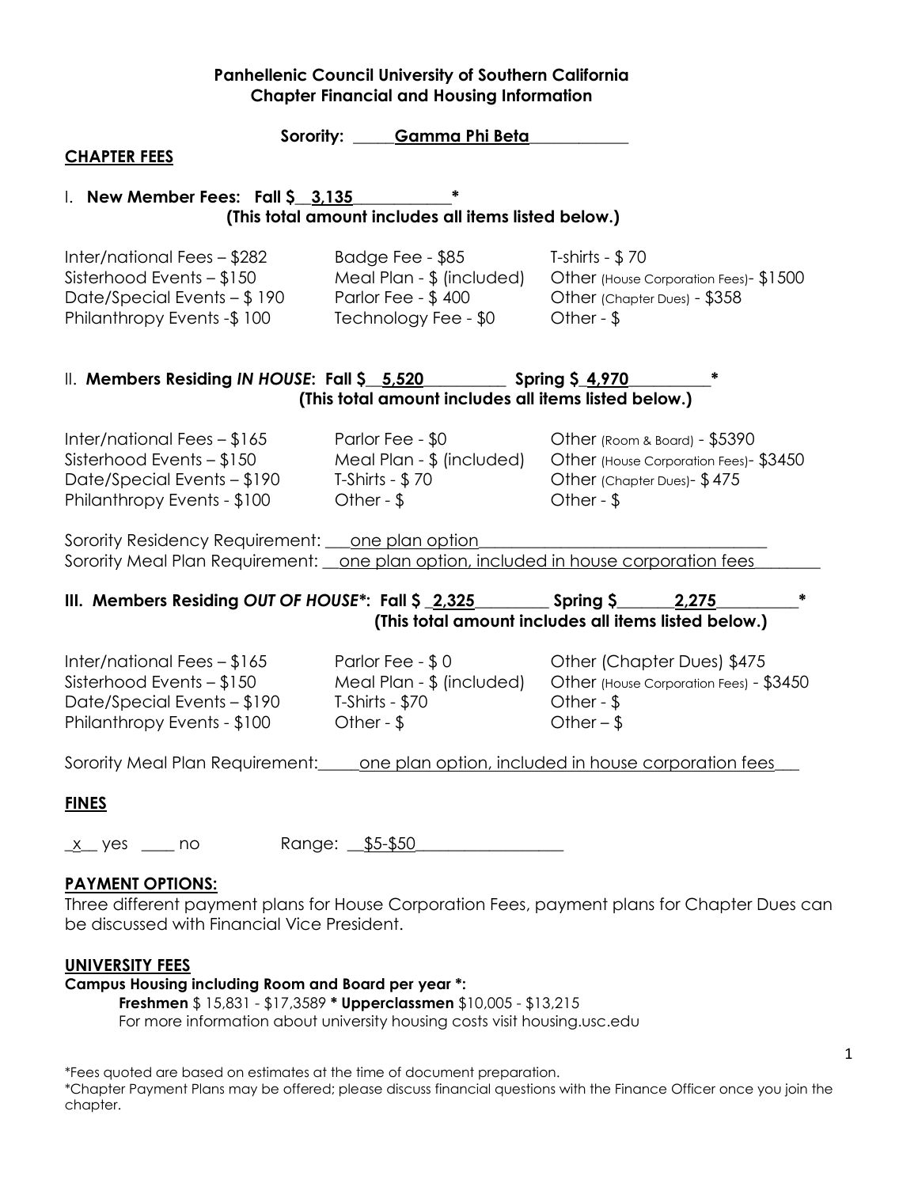**Panhellenic Council University of Southern California**
**Chapter Financial and Housing Information**

**Sorority: Gamma Phi Beta**

## CHAPTER FEES

### I. New Member Fees: Fall $ 3,135 *
**(This total amount includes all items listed below.)**

| | | |
|---|---|---|
| Inter/national Fees – $282 | Badge Fee - $85 | T-shirts - $ 70 |
| Sisterhood Events – $150 | Meal Plan - $ (included) | Other (House Corporation Fees)- $1500 |
| Date/Special Events – $ 190 | Parlor Fee - $ 400 | Other (Chapter Dues) - $358 |
| Philanthropy Events -$ 100 | Technology Fee - $0 | Other - $ |

### II. Members Residing *IN HOUSE*: Fall $ 5,520 Spring $ 4,970 *
**(This total amount includes all items listed below.)**

| | | |
|---|---|---|
| Inter/national Fees – $165 | Parlor Fee - $0 | Other (Room & Board) - $5390 |
| Sisterhood Events – $150 | Meal Plan - $ (included) | Other (House Corporation Fees)- $3450 |
| Date/Special Events – $190 | T-Shirts - $ 70 | Other (Chapter Dues)- $ 475 |
| Philanthropy Events - $100 | Other - $ | Other - $ |

Sorority Residency Requirement: one plan option

Sorority Meal Plan Requirement: one plan option, included in house corporation fees

### III. Members Residing *OUT OF HOUSE**: Fall $ 2,325 Spring $ 2,275 *
**(This total amount includes all items listed below.)**

| | | |
|---|---|---|
| Inter/national Fees – $165 | Parlor Fee - $ 0 | Other (Chapter Dues) $475 |
| Sisterhood Events – $150 | Meal Plan - $ (included) | Other (House Corporation Fees) - $3450 |
| Date/Special Events – $190 | T-Shirts - $70 | Other - $ |
| Philanthropy Events - $100 | Other - $ | Other – $ |

Sorority Meal Plan Requirement: one plan option, included in house corporation fees

## FINES

x yes ____ no Range: $5-$50

## PAYMENT OPTIONS:

Three different payment plans for House Corporation Fees, payment plans for Chapter Dues can be discussed with Financial Vice President.

## UNIVERSITY FEES

**Campus Housing including Room and Board per year *:**

**Freshmen** $ 15,831 - $17,3589 * **Upperclassmen** $10,005 - $13,215

For more information about university housing costs visit housing.usc.edu

*Fees quoted are based on estimates at the time of document preparation.

*Chapter Payment Plans may be offered; please discuss financial questions with the Finance Officer once you join the chapter.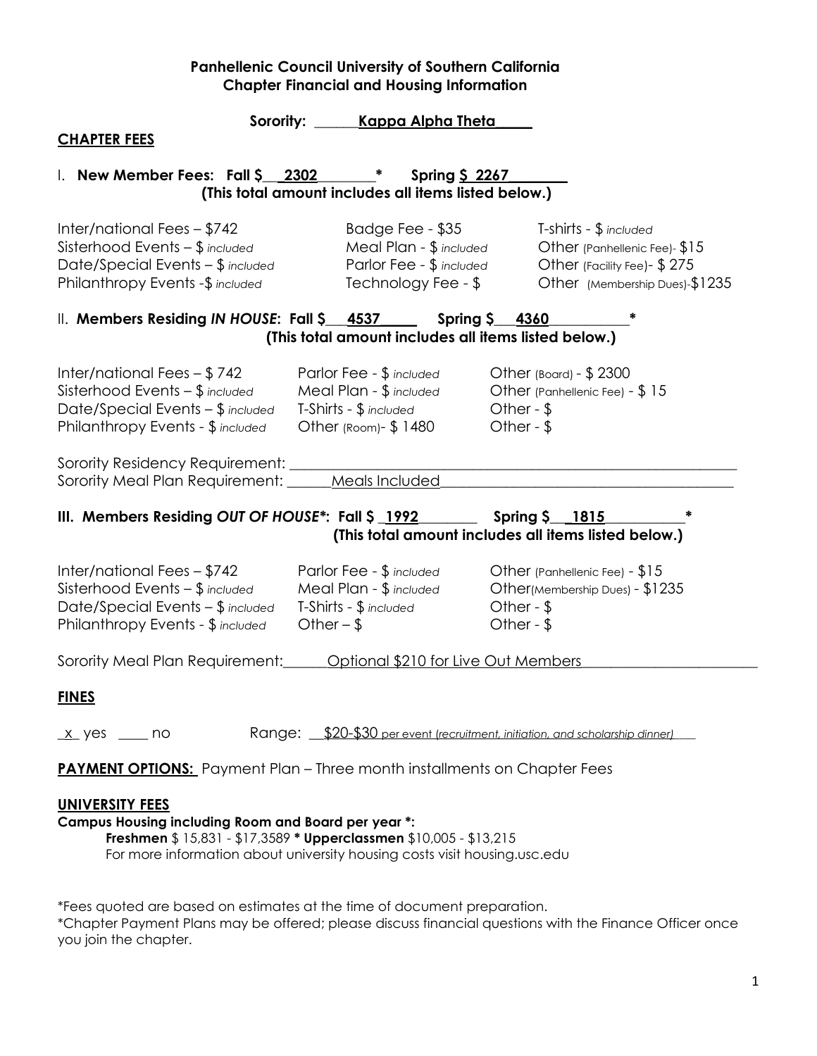**Panhellenic Council University of Southern California**
**Chapter Financial and Housing Information**

**Sorority: ______Kappa Alpha Theta_____**

**CHAPTER FEES**

I. **New Member Fees: Fall $__2302________* Spring $ 2267________**
**(This total amount includes all items listed below.)**

| | | |
|---|---|---|
| Inter/national Fees – $742 | Badge Fee - $35 | T-shirts - $ *included* |
| Sisterhood Events – $ *included* | Meal Plan - $ *included* | Other (Panhellenic Fee)- $15 |
| Date/Special Events – $ *included* | Parlor Fee - $ *included* | Other (Facility Fee)- $ 275 |
| Philanthropy Events -$ *included* | Technology Fee - $ | Other (Membership Dues)-$1235 |

II. **Members Residing *IN HOUSE*: Fall $__4537_____ Spring $__4360__________***
**(This total amount includes all items listed below.)**

| | | |
|---|---|---|
| Inter/national Fees – $ 742 | Parlor Fee - $ *included* | Other (Board) - $ 2300 |
| Sisterhood Events – $ *included* | Meal Plan - $ *included* | Other (Panhellenic Fee) - $ 15 |
| Date/Special Events – $ *included* | T-Shirts - $ *included* | Other - $ |
| Philanthropy Events - $ *included* | Other (Room)- $ 1480 | Other - $ |

Sorority Residency Requirement: ____________________________________________________________

Sorority Meal Plan Requirement: ______Meals Included_______________________________________

**III. Members Residing *OUT OF HOUSE*\*: Fall $ _1992________ Spring $__1815__________***
**(This total amount includes all items listed below.)**

| | | |
|---|---|---|
| Inter/national Fees – $742 | Parlor Fee - $ *included* | Other (Panhellenic Fee) - $15 |
| Sisterhood Events – $ *included* | Meal Plan - $ *included* | Other(Membership Dues) - $1235 |
| Date/Special Events – $ *included* | T-Shirts - $ *included* | Other - $ |
| Philanthropy Events - $ *included* | Other – $ | Other - $ |

Sorority Meal Plan Requirement:______Optional $210 for Live Out Members________________________

**FINES**

_x_ yes ____ no Range: __$20-$30 per event *(recruitment, initiation, and scholarship dinner)*

**PAYMENT OPTIONS:** Payment Plan – Three month installments on Chapter Fees

**UNIVERSITY FEES**

**Campus Housing including Room and Board per year \*:**

**Freshmen** $ 15,831 - $17,3589 **\* Upperclassmen** $10,005 - $13,215
For more information about university housing costs visit housing.usc.edu

*Fees quoted are based on estimates at the time of document preparation.
*Chapter Payment Plans may be offered; please discuss financial questions with the Finance Officer once you join the chapter.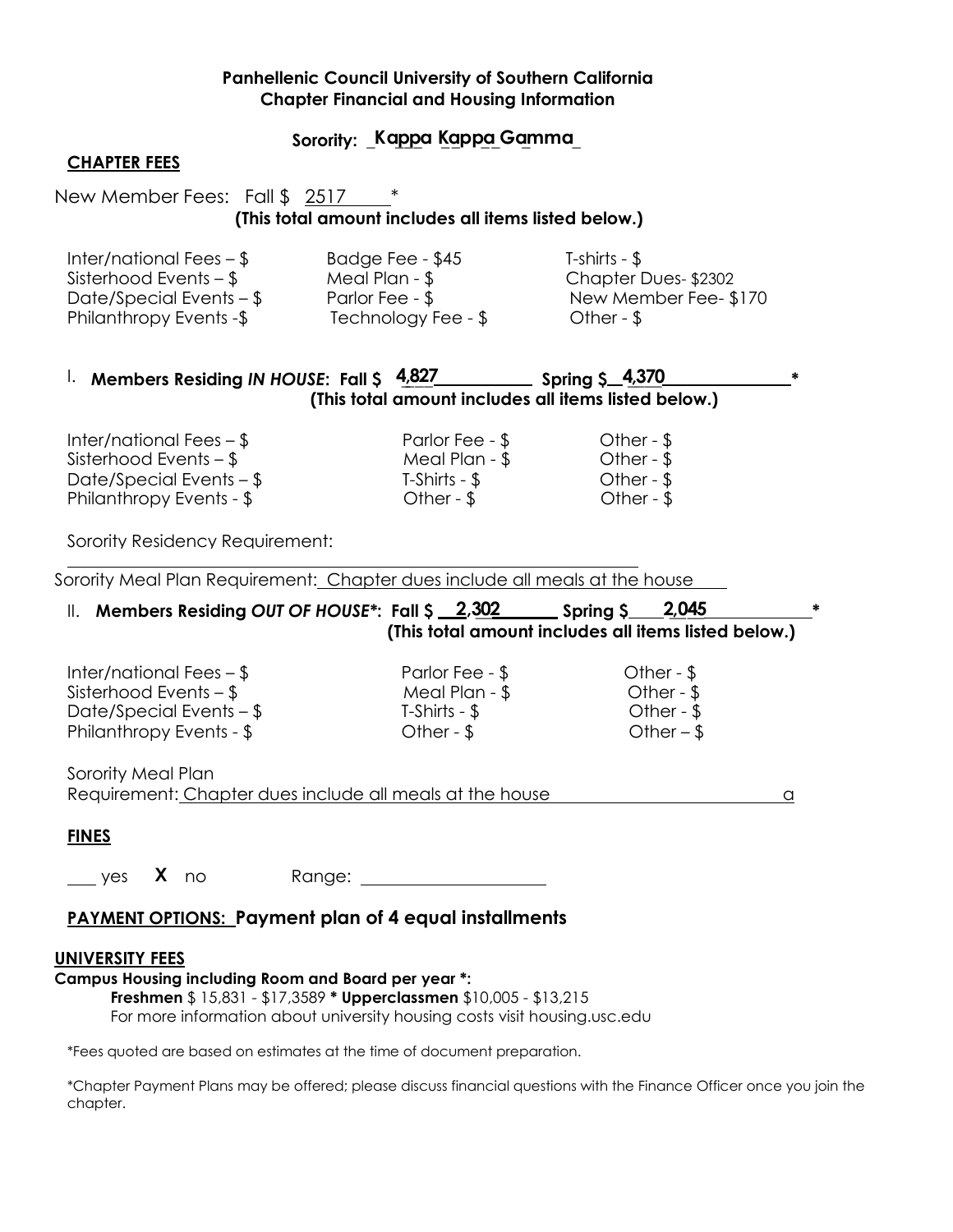**Panhellenic Council University of Southern California**
**Chapter Financial and Housing Information**

**Sorority: _Kappa Kappa Gamma_**

**CHAPTER FEES**

New Member Fees: Fall $ 2517 *
**(This total amount includes all items listed below.)**

| | | |
|---|---|---|
| Inter/national Fees – $ | Badge Fee - $45 | T-shirts - $ |
| Sisterhood Events – $ | Meal Plan - $ | Chapter Dues- $2302 |
| Date/Special Events – $ | Parlor Fee - $ | New Member Fee- $170 |
| Philanthropy Events -$ | Technology Fee - $ | Other - $ |

I. **Members Residing *IN HOUSE*: Fall $ 4,827 Spring $ 4,370 ***
**(This total amount includes all items listed below.)**

| | | |
|---|---|---|
| Inter/national Fees – $ | Parlor Fee - $ | Other - $ |
| Sisterhood Events – $ | Meal Plan - $ | Other - $ |
| Date/Special Events – $ | T-Shirts - $ | Other - $ |
| Philanthropy Events - $ | Other - $ | Other - $ |

Sorority Residency Requirement:

Sorority Meal Plan Requirement: Chapter dues include all meals at the house

II. **Members Residing *OUT OF HOUSE**: Fall $ 2,302 Spring $ 2,045 ***
**(This total amount includes all items listed below.)**

| | | |
|---|---|---|
| Inter/national Fees – $ | Parlor Fee - $ | Other - $ |
| Sisterhood Events – $ | Meal Plan - $ | Other - $ |
| Date/Special Events – $ | T-Shirts - $ | Other - $ |
| Philanthropy Events - $ | Other - $ | Other – $ |

Sorority Meal Plan Requirement: Chapter dues include all meals at the house a

**FINES**

___ yes **X** no Range: ____________

**PAYMENT OPTIONS: Payment plan of 4 equal installments**

**UNIVERSITY FEES**

**Campus Housing including Room and Board per year *:**
**Freshmen** $ 15,831 - $17,3589 *** Upperclassmen** $10,005 - $13,215
For more information about university housing costs visit housing.usc.edu

*Fees quoted are based on estimates at the time of document preparation.

*Chapter Payment Plans may be offered; please discuss financial questions with the Finance Officer once you join the chapter.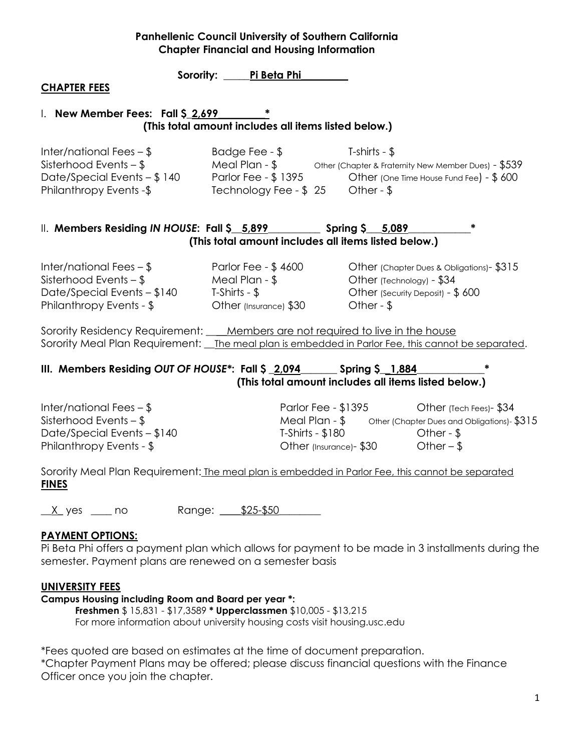**Panhellenic Council University of Southern California**
**Chapter Financial and Housing Information**

**Sorority: Pi Beta Phi**

**CHAPTER FEES**

I. **New Member Fees: Fall $ 2,699 ***
**(This total amount includes all items listed below.)**

| | | |
|---|---|---|
| Inter/national Fees – $ | Badge Fee - $ | T-shirts - $ |
| Sisterhood Events – $ | Meal Plan - $ | Other (Chapter & Fraternity New Member Dues) - $539 |
| Date/Special Events – $ 140 | Parlor Fee - $ 1395 | Other (One Time House Fund Fee) - $ 600 |
| Philanthropy Events -$ | Technology Fee - $ 25 | Other - $ |

II. **Members Residing *IN HOUSE*: Fall $ 5,899 Spring $ 5,089 ***
**(This total amount includes all items listed below.)**

| | | |
|---|---|---|
| Inter/national Fees – $ | Parlor Fee - $ 4600 | Other (Chapter Dues & Obligations)- $315 |
| Sisterhood Events – $ | Meal Plan - $ | Other (Technology) - $34 |
| Date/Special Events – $140 | T-Shirts - $ | Other (Security Deposit) - $ 600 |
| Philanthropy Events - $ | Other (Insurance) $30 | Other - $ |

Sorority Residency Requirement: Members are not required to live in the house
Sorority Meal Plan Requirement: The meal plan is embedded in Parlor Fee, this cannot be separated.

**III. Members Residing *OUT OF HOUSE**: Fall $ 2,094 Spring $ 1,884 ***
**(This total amount includes all items listed below.)**

| | | |
|---|---|---|
| Inter/national Fees – $ | Parlor Fee - $1395 | Other (Tech Fees)- $34 |
| Sisterhood Events – $ | Meal Plan - $ | Other (Chapter Dues and Obligations)- $315 |
| Date/Special Events – $140 | T-Shirts - $180 | Other - $ |
| Philanthropy Events - $ | Other (Insurance)- $30 | Other – $ |

Sorority Meal Plan Requirement: The meal plan is embedded in Parlor Fee, this cannot be separated

**FINES**

X yes ___ no   Range: $25-$50

**PAYMENT OPTIONS:**

Pi Beta Phi offers a payment plan which allows for payment to be made in 3 installments during the semester. Payment plans are renewed on a semester basis

**UNIVERSITY FEES**

**Campus Housing including Room and Board per year *:**
**Freshmen** $ 15,831 - $17,3589 *** Upperclassmen** $10,005 - $13,215
For more information about university housing costs visit housing.usc.edu

*Fees quoted are based on estimates at the time of document preparation.
*Chapter Payment Plans may be offered; please discuss financial questions with the Finance Officer once you join the chapter.